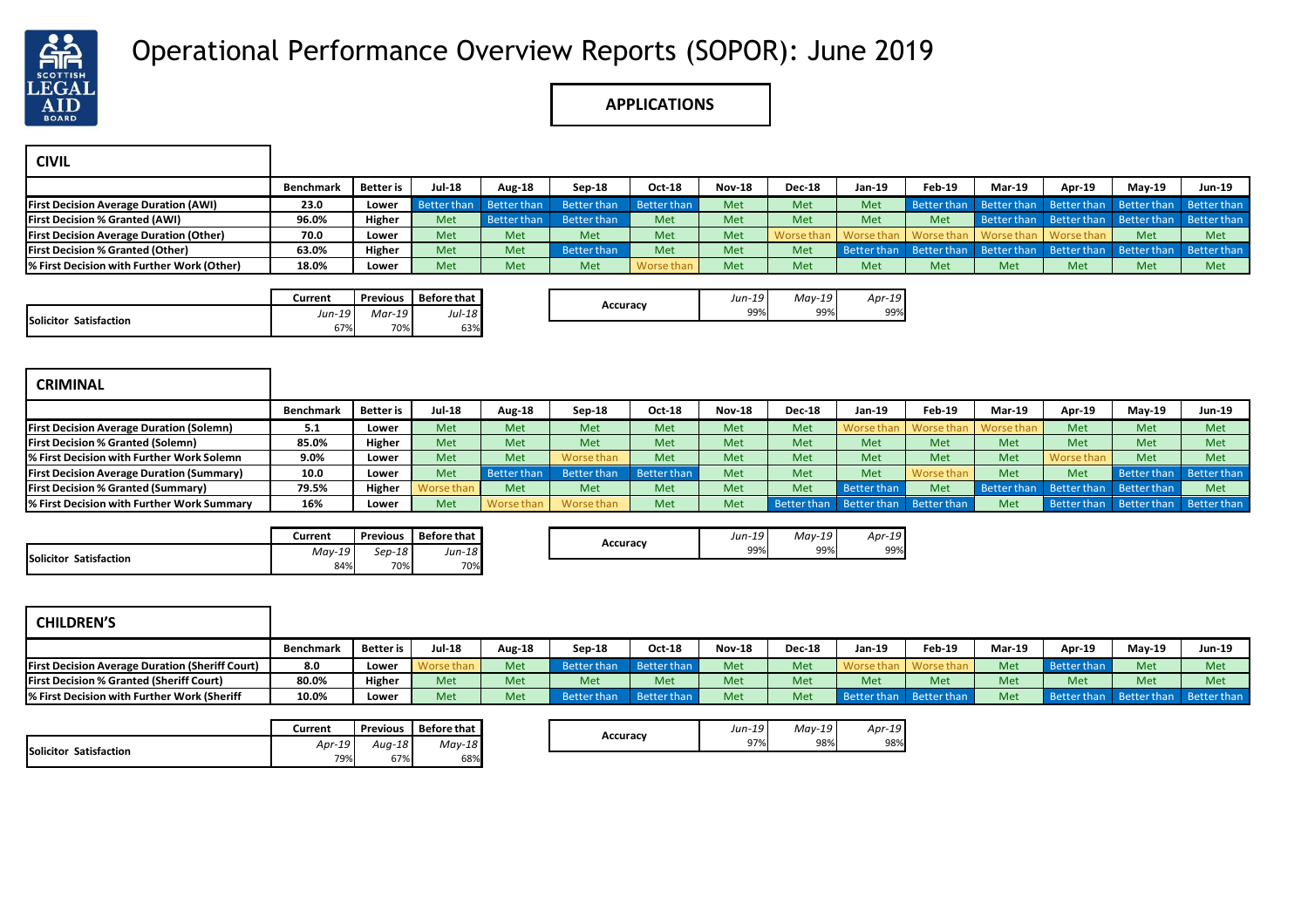# Operational Performance Overview Reports (SOPOR): June 2019

## APPLICATIONS

### CIVIL

| | Benchmark | Better is | Jul-18 | Aug-18 | Sep-18 | Oct-18 | Nov-18 | Dec-18 | Jan-19 | Feb-19 | Mar-19 | Apr-19 | May-19 | Jun-19 |
|---|---|---|---|---|---|---|---|---|---|---|---|---|---|---|
| First Decision Average Duration (AWI) | 23.0 | Lower | Better than | Better than | Better than | Better than | Met | Met | Met | Better than | Better than | Better than | Better than | Better than |
| First Decision % Granted (AWI) | 96.0% | Higher | Met | Better than | Better than | Met | Met | Met | Met | Met | Better than | Better than | Better than | Better than |
| First Decision Average Duration (Other) | 70.0 | Lower | Met | Met | Met | Met | Met | Worse than | Worse than | Worse than | Worse than | Worse than | Met | Met |
| First Decision % Granted (Other) | 63.0% | Higher | Met | Met | Better than | Met | Met | Met | Better than | Better than | Better than | Better than | Better than | Better than |
| % First Decision with Further Work (Other) | 18.0% | Lower | Met | Met | Met | Worse than | Met | Met | Met | Met | Met | Met | Met | Met |

| | Current | Previous | Before that |
|---|---|---|---|
| Solicitor Satisfaction | *Jun-19* | *Mar-19* | *Jul-18* |
| | 67% | 70% | 63% |

| Accuracy | *Jun-19* | *May-19* | *Apr-19* |
|---|---|---|---|
| | 99% | 99% | 99% |

### CRIMINAL

| | Benchmark | Better is | Jul-18 | Aug-18 | Sep-18 | Oct-18 | Nov-18 | Dec-18 | Jan-19 | Feb-19 | Mar-19 | Apr-19 | May-19 | Jun-19 |
|---|---|---|---|---|---|---|---|---|---|---|---|---|---|---|
| First Decision Average Duration (Solemn) | 5.1 | Lower | Met | Met | Met | Met | Met | Met | Worse than | Worse than | Worse than | Met | Met | Met |
| First Decision % Granted (Solemn) | 85.0% | Higher | Met | Met | Met | Met | Met | Met | Met | Met | Met | Met | Met | Met |
| % First Decision with Further Work Solemn | 9.0% | Lower | Met | Met | Worse than | Met | Met | Met | Met | Met | Met | Worse than | Met | Met |
| First Decision Average Duration (Summary) | 10.0 | Lower | Met | Better than | Better than | Better than | Met | Met | Met | Worse than | Met | Met | Better than | Better than |
| First Decision % Granted (Summary) | 79.5% | Higher | Worse than | Met | Met | Met | Met | Met | Better than | Met | Better than | Better than | Better than | Met |
| % First Decision with Further Work Summary | 16% | Lower | Met | Worse than | Worse than | Met | Met | Better than | Better than | Better than | Met | Better than | Better than | Better than |

| | Current | Previous | Before that |
|---|---|---|---|
| Solicitor Satisfaction | *May-19* | *Sep-18* | *Jun-18* |
| | 84% | 70% | 70% |

| Accuracy | *Jun-19* | *May-19* | *Apr-19* |
|---|---|---|---|
| | 99% | 99% | 99% |

### CHILDREN'S

| | Benchmark | Better is | Jul-18 | Aug-18 | Sep-18 | Oct-18 | Nov-18 | Dec-18 | Jan-19 | Feb-19 | Mar-19 | Apr-19 | May-19 | Jun-19 |
|---|---|---|---|---|---|---|---|---|---|---|---|---|---|---|
| First Decision Average Duration (Sheriff Court) | 8.0 | Lower | Worse than | Met | Better than | Better than | Met | Met | Worse than | Worse than | Met | Better than | Met | Met |
| First Decision % Granted (Sheriff Court) | 80.0% | Higher | Met | Met | Met | Met | Met | Met | Met | Met | Met | Met | Met | Met |
| % First Decision with Further Work (Sheriff | 10.0% | Lower | Met | Met | Better than | Better than | Met | Met | Better than | Better than | Met | Better than | Better than | Better than |

| | Current | Previous | Before that |
|---|---|---|---|
| Solicitor Satisfaction | *Apr-19* | *Aug-18* | *May-18* |
| | 79% | 67% | 68% |

| Accuracy | *Jun-19* | *May-19* | *Apr-19* |
|---|---|---|---|
| | 97% | 98% | 98% |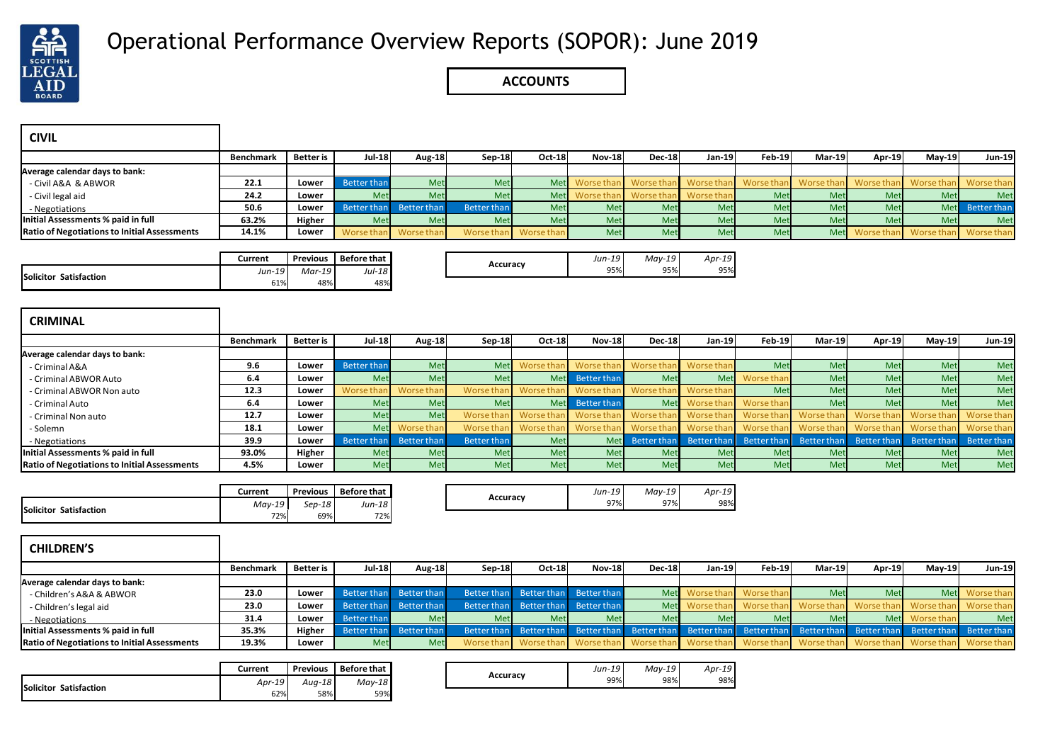# Operational Performance Overview Reports (SOPOR): June 2019

## ACCOUNTS

### CIVIL

| | Benchmark | Better is | Jul-18 | Aug-18 | Sep-18 | Oct-18 | Nov-18 | Dec-18 | Jan-19 | Feb-19 | Mar-19 | Apr-19 | May-19 | Jun-19 |
|---|---|---|---|---|---|---|---|---|---|---|---|---|---|---|
| **Average calendar days to bank:** | | | | | | | | | | | | | | |
| - Civil A&A & ABWOR | 22.1 | Lower | Better than | Met | Met | Met | Worse than | Worse than | Worse than | Worse than | Worse than | Worse than | Worse than | Worse than |
| - Civil legal aid | 24.2 | Lower | Met | Met | Met | Met | Worse than | Worse than | Worse than | Met | Met | Met | Met | Met |
| - Negotiations | 50.6 | Lower | Better than | Better than | Better than | Met | Met | Met | Met | Met | Met | Met | Met | Better than |
| **Initial Assessments % paid in full** | 63.2% | Higher | Met | Met | Met | Met | Met | Met | Met | Met | Met | Met | Met | Met |
| **Ratio of Negotiations to Initial Assessments** | 14.1% | Lower | Worse than | Worse than | Worse than | Worse than | Met | Met | Met | Met | Met | Worse than | Worse than | Worse than |

| | Current | Previous | Before that |
|---|---|---|---|
| **Solicitor Satisfaction** | *Jun-19* | *Mar-19* | *Jul-18* |
| | 61% | 48% | 48% |

| | *Jun-19* | *May-19* | *Apr-19* |
|---|---|---|---|
| **Accuracy** | 95% | 95% | 95% |

### CRIMINAL

| | Benchmark | Better is | Jul-18 | Aug-18 | Sep-18 | Oct-18 | Nov-18 | Dec-18 | Jan-19 | Feb-19 | Mar-19 | Apr-19 | May-19 | Jun-19 |
|---|---|---|---|---|---|---|---|---|---|---|---|---|---|---|
| **Average calendar days to bank:** | | | | | | | | | | | | | | |
| - Criminal A&A | 9.6 | Lower | Better than | Met | Met | Worse than | Worse than | Worse than | Worse than | Met | Met | Met | Met | Met |
| - Criminal ABWOR Auto | 6.4 | Lower | Met | Met | Met | Met | Better than | Met | Met | Worse than | Met | Met | Met | Met |
| - Criminal ABWOR Non auto | 12.3 | Lower | Worse than | Worse than | Worse than | Worse than | Worse than | Worse than | Worse than | Met | Met | Met | Met | Met |
| - Criminal Auto | 6.4 | Lower | Met | Met | Met | Met | Better than | Met | Worse than | Worse than | Met | Met | Met | Met |
| - Criminal Non auto | 12.7 | Lower | Met | Met | Worse than | Worse than | Worse than | Worse than | Worse than | Worse than | Worse than | Worse than | Worse than | Worse than |
| - Solemn | 18.1 | Lower | Met | Worse than | Worse than | Worse than | Worse than | Worse than | Worse than | Worse than | Worse than | Worse than | Worse than | Worse than |
| - Negotiations | 39.9 | Lower | Better than | Better than | Better than | Met | Met | Better than | Better than | Better than | Better than | Better than | Better than | Better than |
| **Initial Assessments % paid in full** | 93.0% | Higher | Met | Met | Met | Met | Met | Met | Met | Met | Met | Met | Met | Met |
| **Ratio of Negotiations to Initial Assessments** | 4.5% | Lower | Met | Met | Met | Met | Met | Met | Met | Met | Met | Met | Met | Met |

| | Current | Previous | Before that |
|---|---|---|---|
| **Solicitor Satisfaction** | *May-19* | *Sep-18* | *Jun-18* |
| | 72% | 69% | 72% |

| | *Jun-19* | *May-19* | *Apr-19* |
|---|---|---|---|
| **Accuracy** | 97% | 97% | 98% |

### CHILDREN'S

| | Benchmark | Better is | Jul-18 | Aug-18 | Sep-18 | Oct-18 | Nov-18 | Dec-18 | Jan-19 | Feb-19 | Mar-19 | Apr-19 | May-19 | Jun-19 |
|---|---|---|---|---|---|---|---|---|---|---|---|---|---|---|
| **Average calendar days to bank:** | | | | | | | | | | | | | | |
| - Children's A&A & ABWOR | 23.0 | Lower | Better than | Better than | Better than | Better than | Better than | Met | Worse than | Worse than | Met | Met | Met | Worse than |
| - Children's legal aid | 23.0 | Lower | Better than | Better than | Better than | Better than | Better than | Met | Worse than | Worse than | Worse than | Worse than | Worse than | Worse than |
| - Negotiations | 31.4 | Lower | Better than | Met | Met | Met | Met | Met | Met | Met | Met | Met | Worse than | Met |
| **Initial Assessments % paid in full** | 35.3% | Higher | Better than | Better than | Better than | Better than | Better than | Better than | Better than | Better than | Better than | Better than | Better than | Better than |
| **Ratio of Negotiations to Initial Assessments** | 19.3% | Lower | Met | Met | Worse than | Worse than | Worse than | Worse than | Worse than | Worse than | Worse than | Worse than | Worse than | Worse than |

| | Current | Previous | Before that |
|---|---|---|---|
| **Solicitor Satisfaction** | *Apr-19* | *Aug-18* | *May-18* |
| | 62% | 58% | 59% |

| | *Jun-19* | *May-19* | *Apr-19* |
|---|---|---|---|
| **Accuracy** | 99% | 98% | 98% |